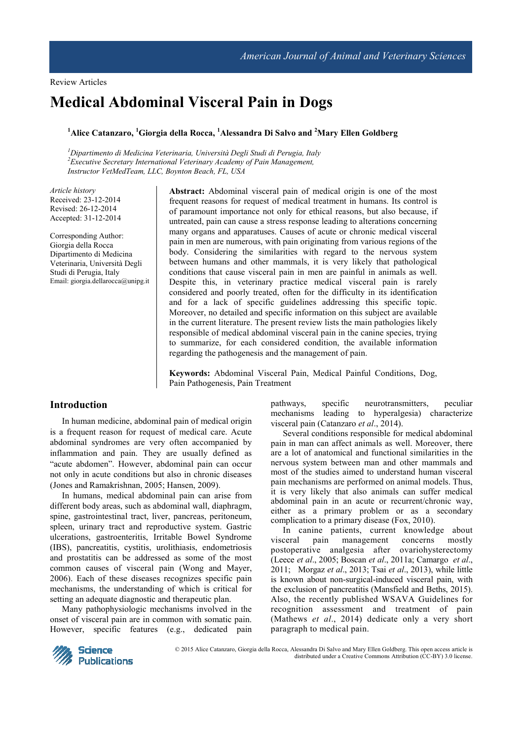Review Articles

# Medical Abdominal Visceral Pain in Dogs

[1]Alice Catanzaro, [1]Giorgia della Rocca, [1]Alessandra Di Salvo and [2]Mary Ellen Goldberg

[1]*Dipartimento di Medicina Veterinaria, Università Degli Studi di Perugia, Italy*
[2]*Executive Secretary International Veterinary Academy of Pain Management, Instructor VetMedTeam, LLC, Boynton Beach, FL, USA*

*Article history*
Received: 23-12-2014
Revised: 26-12-2014
Accepted: 31-12-2014

Corresponding Author:
Giorgia della Rocca
Dipartimento di Medicina Veterinaria, Università Degli Studi di Perugia, Italy
Email: giorgia.dellarocca@unipg.it

**Abstract:** Abdominal visceral pain of medical origin is one of the most frequent reasons for request of medical treatment in humans. Its control is of paramount importance not only for ethical reasons, but also because, if untreated, pain can cause a stress response leading to alterations concerning many organs and apparatuses. Causes of acute or chronic medical visceral pain in men are numerous, with pain originating from various regions of the body. Considering the similarities with regard to the nervous system between humans and other mammals, it is very likely that pathological conditions that cause visceral pain in men are painful in animals as well. Despite this, in veterinary practice medical visceral pain is rarely considered and poorly treated, often for the difficulty in its identification and for a lack of specific guidelines addressing this specific topic. Moreover, no detailed and specific information on this subject are available in the current literature. The present review lists the main pathologies likely responsible of medical abdominal visceral pain in the canine species, trying to summarize, for each considered condition, the available information regarding the pathogenesis and the management of pain.

**Keywords:** Abdominal Visceral Pain, Medical Painful Conditions, Dog, Pain Pathogenesis, Pain Treatment

## Introduction

In human medicine, abdominal pain of medical origin is a frequent reason for request of medical care. Acute abdominal syndromes are very often accompanied by inflammation and pain. They are usually defined as "acute abdomen". However, abdominal pain can occur not only in acute conditions but also in chronic diseases (Jones and Ramakrishnan, 2005; Hansen, 2009).

In humans, medical abdominal pain can arise from different body areas, such as abdominal wall, diaphragm, spine, gastrointestinal tract, liver, pancreas, peritoneum, spleen, urinary tract and reproductive system. Gastric ulcerations, gastroenteritis, Irritable Bowel Syndrome (IBS), pancreatitis, cystitis, urolithiasis, endometriosis and prostatitis can be addressed as some of the most common causes of visceral pain (Wong and Mayer, 2006). Each of these diseases recognizes specific pain mechanisms, the understanding of which is critical for setting an adequate diagnostic and therapeutic plan.

Many pathophysiologic mechanisms involved in the onset of visceral pain are in common with somatic pain. However, specific features (e.g., dedicated pain pathways, specific neurotransmitters, peculiar mechanisms leading to hyperalgesia) characterize visceral pain (Catanzaro *et al*., 2014).

Several conditions responsible for medical abdominal pain in man can affect animals as well. Moreover, there are a lot of anatomical and functional similarities in the nervous system between man and other mammals and most of the studies aimed to understand human visceral pain mechanisms are performed on animal models. Thus, it is very likely that also animals can suffer medical abdominal pain in an acute or recurrent/chronic way, either as a primary problem or as a secondary complication to a primary disease (Fox, 2010).

In canine patients, current knowledge about visceral pain management concerns mostly postoperative analgesia after ovariohysterectomy (Leece *et al*., 2005; Boscan *et al*., 2011a; Camargo *et al*., 2011; Morgaz *et al*., 2013; Tsai *et al*., 2013), while little is known about non-surgical-induced visceral pain, with the exclusion of pancreatitis (Mansfield and Beths, 2015). Also, the recently published WSAVA Guidelines for recognition assessment and treatment of pain (Mathews *et al*., 2014) dedicate only a very short paragraph to medical pain.

© 2015 Alice Catanzaro, Giorgia della Rocca, Alessandra Di Salvo and Mary Ellen Goldberg. This open access article is distributed under a Creative Commons Attribution (CC-BY) 3.0 license.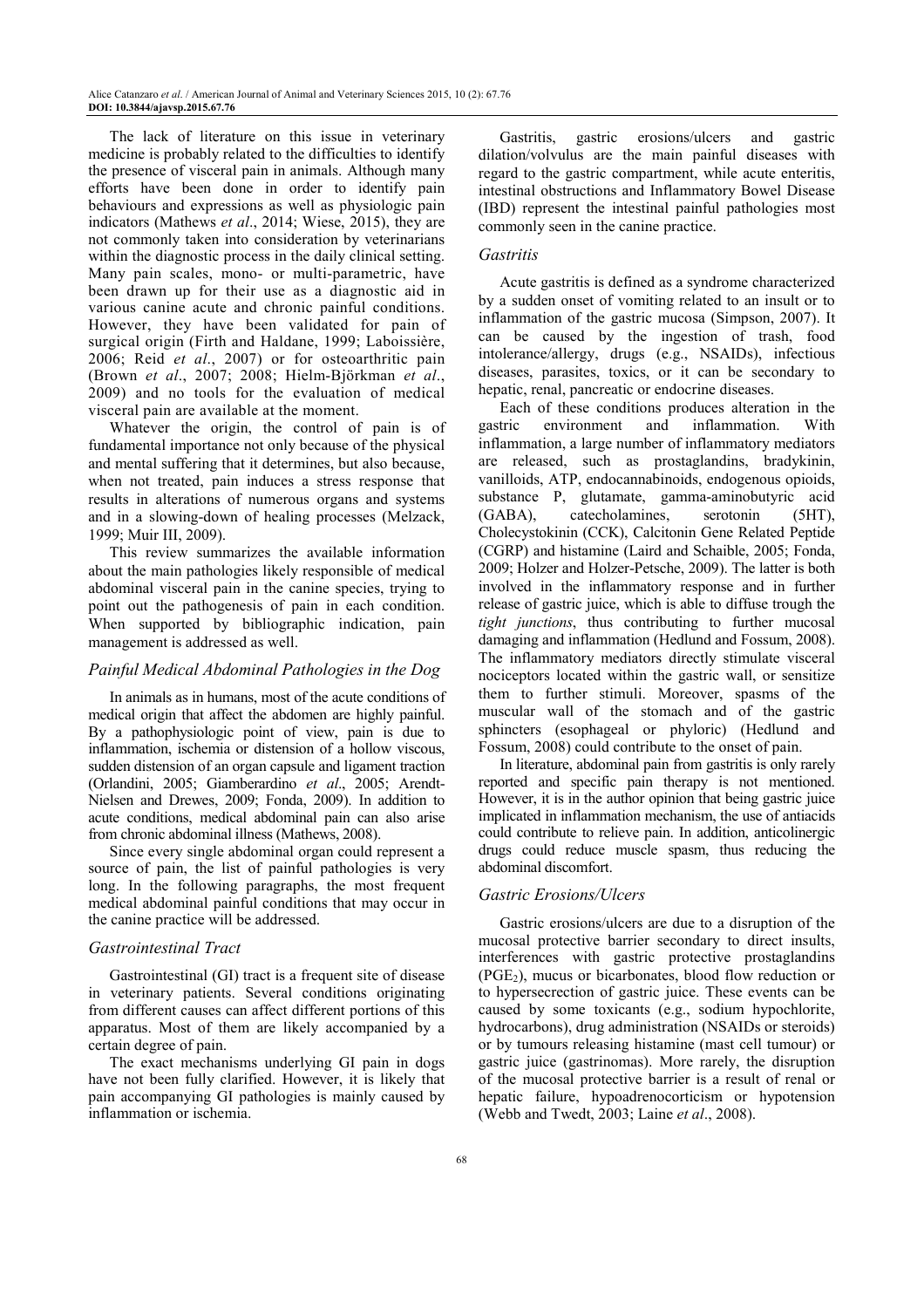The lack of literature on this issue in veterinary medicine is probably related to the difficulties to identify the presence of visceral pain in animals. Although many efforts have been done in order to identify pain behaviours and expressions as well as physiologic pain indicators (Mathews *et al*., 2014; Wiese, 2015), they are not commonly taken into consideration by veterinarians within the diagnostic process in the daily clinical setting. Many pain scales, mono- or multi-parametric, have been drawn up for their use as a diagnostic aid in various canine acute and chronic painful conditions. However, they have been validated for pain of surgical origin (Firth and Haldane, 1999; Laboissière, 2006; Reid *et al*., 2007) or for osteoarthritic pain (Brown *et al*., 2007; 2008; Hielm-Björkman *et al*., 2009) and no tools for the evaluation of medical visceral pain are available at the moment.

Whatever the origin, the control of pain is of fundamental importance not only because of the physical and mental suffering that it determines, but also because, when not treated, pain induces a stress response that results in alterations of numerous organs and systems and in a slowing-down of healing processes (Melzack, 1999; Muir III, 2009).

This review summarizes the available information about the main pathologies likely responsible of medical abdominal visceral pain in the canine species, trying to point out the pathogenesis of pain in each condition. When supported by bibliographic indication, pain management is addressed as well.

## *Painful Medical Abdominal Pathologies in the Dog*

In animals as in humans, most of the acute conditions of medical origin that affect the abdomen are highly painful. By a pathophysiologic point of view, pain is due to inflammation, ischemia or distension of a hollow viscous, sudden distension of an organ capsule and ligament traction (Orlandini, 2005; Giamberardino *et al*., 2005; Arendt-Nielsen and Drewes, 2009; Fonda, 2009). In addition to acute conditions, medical abdominal pain can also arise from chronic abdominal illness (Mathews, 2008).

Since every single abdominal organ could represent a source of pain, the list of painful pathologies is very long. In the following paragraphs, the most frequent medical abdominal painful conditions that may occur in the canine practice will be addressed.

### *Gastrointestinal Tract*

Gastrointestinal (GI) tract is a frequent site of disease in veterinary patients. Several conditions originating from different causes can affect different portions of this apparatus. Most of them are likely accompanied by a certain degree of pain.

The exact mechanisms underlying GI pain in dogs have not been fully clarified. However, it is likely that pain accompanying GI pathologies is mainly caused by inflammation or ischemia.

Gastritis, gastric erosions/ulcers and gastric dilation/volvulus are the main painful diseases with regard to the gastric compartment, while acute enteritis, intestinal obstructions and Inflammatory Bowel Disease (IBD) represent the intestinal painful pathologies most commonly seen in the canine practice.

### *Gastritis*

Acute gastritis is defined as a syndrome characterized by a sudden onset of vomiting related to an insult or to inflammation of the gastric mucosa (Simpson, 2007). It can be caused by the ingestion of trash, food intolerance/allergy, drugs (e.g., NSAIDs), infectious diseases, parasites, toxics, or it can be secondary to hepatic, renal, pancreatic or endocrine diseases.

Each of these conditions produces alteration in the gastric environment and inflammation. With inflammation, a large number of inflammatory mediators are released, such as prostaglandins, bradykinin, vanilloids, ATP, endocannabinoids, endogenous opioids, substance P, glutamate, gamma-aminobutyric acid (GABA), catecholamines, serotonin (5HT), Cholecystokinin (CCK), Calcitonin Gene Related Peptide (CGRP) and histamine (Laird and Schaible, 2005; Fonda, 2009; Holzer and Holzer-Petsche, 2009). The latter is both involved in the inflammatory response and in further release of gastric juice, which is able to diffuse trough the *tight junctions*, thus contributing to further mucosal damaging and inflammation (Hedlund and Fossum, 2008). The inflammatory mediators directly stimulate visceral nociceptors located within the gastric wall, or sensitize them to further stimuli. Moreover, spasms of the muscular wall of the stomach and of the gastric sphincters (esophageal or phyloric) (Hedlund and Fossum, 2008) could contribute to the onset of pain.

In literature, abdominal pain from gastritis is only rarely reported and specific pain therapy is not mentioned. However, it is in the author opinion that being gastric juice implicated in inflammation mechanism, the use of antiacids could contribute to relieve pain. In addition, anticolinergic drugs could reduce muscle spasm, thus reducing the abdominal discomfort.

### *Gastric Erosions/Ulcers*

Gastric erosions/ulcers are due to a disruption of the mucosal protective barrier secondary to direct insults, interferences with gastric protective prostaglandins ($PGE_2$), mucus or bicarbonates, blood flow reduction or to hypersecretion of gastric juice. These events can be caused by some toxicants (e.g., sodium hypochlorite, hydrocarbons), drug administration (NSAIDs or steroids) or by tumours releasing histamine (mast cell tumour) or gastric juice (gastrinomas). More rarely, the disruption of the mucosal protective barrier is a result of renal or hepatic failure, hypoadrenocorticism or hypotension (Webb and Twedt, 2003; Laine *et al*., 2008).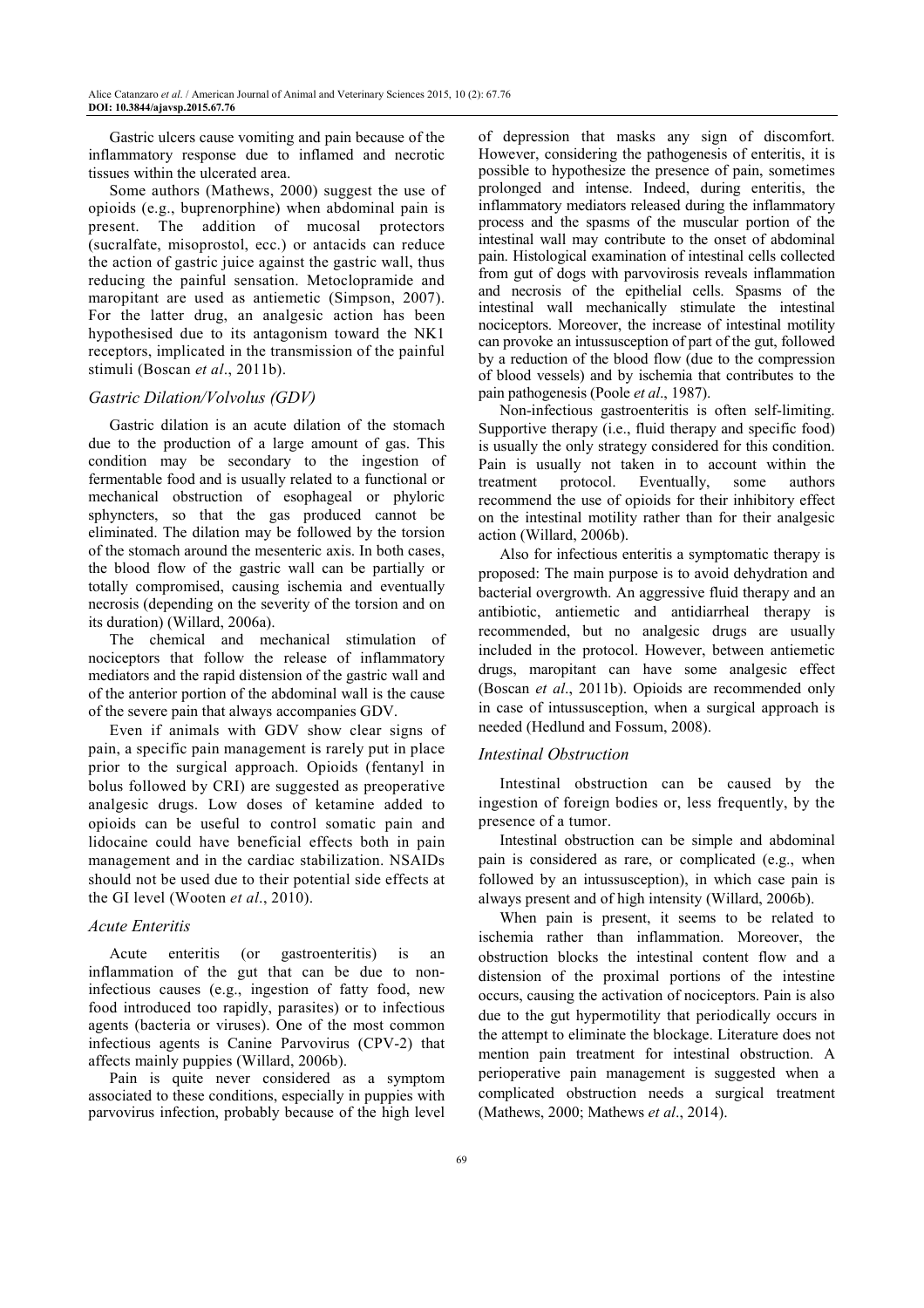Gastric ulcers cause vomiting and pain because of the inflammatory response due to inflamed and necrotic tissues within the ulcerated area.

Some authors (Mathews, 2000) suggest the use of opioids (e.g., buprenorphine) when abdominal pain is present. The addition of mucosal protectors (sucralfate, misoprostol, ecc.) or antacids can reduce the action of gastric juice against the gastric wall, thus reducing the painful sensation. Metoclopramide and maropitant are used as antiemetic (Simpson, 2007). For the latter drug, an analgesic action has been hypothesised due to its antagonism toward the NK1 receptors, implicated in the transmission of the painful stimuli (Boscan *et al*., 2011b).

### *Gastric Dilation/Volvolus (GDV)*

Gastric dilation is an acute dilation of the stomach due to the production of a large amount of gas. This condition may be secondary to the ingestion of fermentable food and is usually related to a functional or mechanical obstruction of esophageal or phyloric sphyncters, so that the gas produced cannot be eliminated. The dilation may be followed by the torsion of the stomach around the mesenteric axis. In both cases, the blood flow of the gastric wall can be partially or totally compromised, causing ischemia and eventually necrosis (depending on the severity of the torsion and on its duration) (Willard, 2006a).

The chemical and mechanical stimulation of nociceptors that follow the release of inflammatory mediators and the rapid distension of the gastric wall and of the anterior portion of the abdominal wall is the cause of the severe pain that always accompanies GDV.

Even if animals with GDV show clear signs of pain, a specific pain management is rarely put in place prior to the surgical approach. Opioids (fentanyl in bolus followed by CRI) are suggested as preoperative analgesic drugs. Low doses of ketamine added to opioids can be useful to control somatic pain and lidocaine could have beneficial effects both in pain management and in the cardiac stabilization. NSAIDs should not be used due to their potential side effects at the GI level (Wooten *et al*., 2010).

### *Acute Enteritis*

Acute enteritis (or gastroenteritis) is an inflammation of the gut that can be due to non-infectious causes (e.g., ingestion of fatty food, new food introduced too rapidly, parasites) or to infectious agents (bacteria or viruses). One of the most common infectious agents is Canine Parvovirus (CPV-2) that affects mainly puppies (Willard, 2006b).

Pain is quite never considered as a symptom associated to these conditions, especially in puppies with parvovirus infection, probably because of the high level of depression that masks any sign of discomfort. However, considering the pathogenesis of enteritis, it is possible to hypothesize the presence of pain, sometimes prolonged and intense. Indeed, during enteritis, the inflammatory mediators released during the inflammatory process and the spasms of the muscular portion of the intestinal wall may contribute to the onset of abdominal pain. Histological examination of intestinal cells collected from gut of dogs with parvovirosis reveals inflammation and necrosis of the epithelial cells. Spasms of the intestinal wall mechanically stimulate the intestinal nociceptors. Moreover, the increase of intestinal motility can provoke an intussusception of part of the gut, followed by a reduction of the blood flow (due to the compression of blood vessels) and by ischemia that contributes to the pain pathogenesis (Poole *et al*., 1987).

Non-infectious gastroenteritis is often self-limiting. Supportive therapy (i.e., fluid therapy and specific food) is usually the only strategy considered for this condition. Pain is usually not taken in to account within the treatment protocol. Eventually, some authors recommend the use of opioids for their inhibitory effect on the intestinal motility rather than for their analgesic action (Willard, 2006b).

Also for infectious enteritis a symptomatic therapy is proposed: The main purpose is to avoid dehydration and bacterial overgrowth. An aggressive fluid therapy and an antibiotic, antiemetic and antidiarrheal therapy is recommended, but no analgesic drugs are usually included in the protocol. However, between antiemetic drugs, maropitant can have some analgesic effect (Boscan *et al*., 2011b). Opioids are recommended only in case of intussusception, when a surgical approach is needed (Hedlund and Fossum, 2008).

### *Intestinal Obstruction*

Intestinal obstruction can be caused by the ingestion of foreign bodies or, less frequently, by the presence of a tumor.

Intestinal obstruction can be simple and abdominal pain is considered as rare, or complicated (e.g., when followed by an intussusception), in which case pain is always present and of high intensity (Willard, 2006b).

When pain is present, it seems to be related to ischemia rather than inflammation. Moreover, the obstruction blocks the intestinal content flow and a distension of the proximal portions of the intestine occurs, causing the activation of nociceptors. Pain is also due to the gut hypermotility that periodically occurs in the attempt to eliminate the blockage. Literature does not mention pain treatment for intestinal obstruction. A perioperative pain management is suggested when a complicated obstruction needs a surgical treatment (Mathews, 2000; Mathews *et al*., 2014).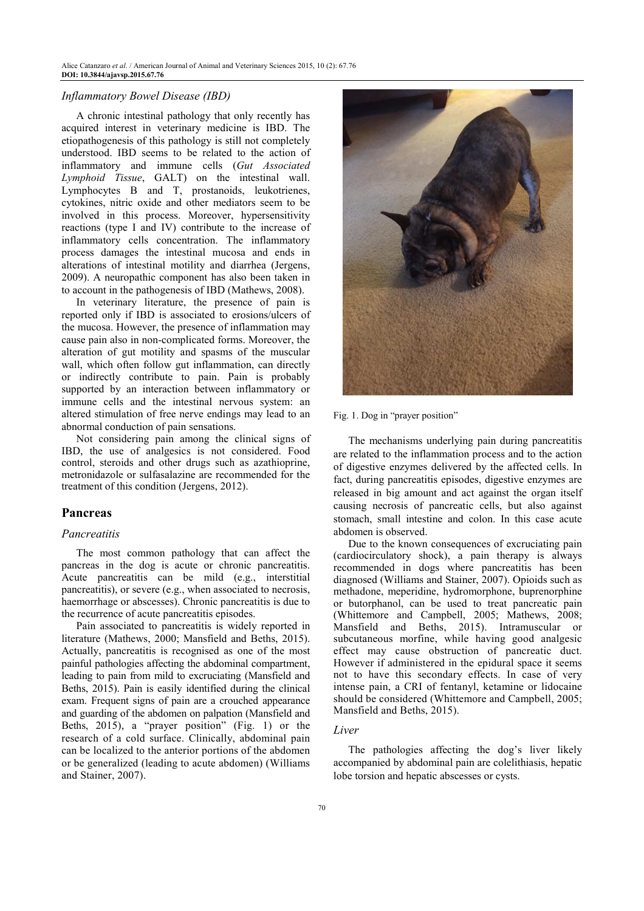### *Inflammatory Bowel Disease (IBD)*

A chronic intestinal pathology that only recently has acquired interest in veterinary medicine is IBD. The etiopathogenesis of this pathology is still not completely understood. IBD seems to be related to the action of inflammatory and immune cells (*Gut Associated Lymphoid Tissue*, GALT) on the intestinal wall. Lymphocytes B and T, prostanoids, leukotrienes, cytokines, nitric oxide and other mediators seem to be involved in this process. Moreover, hypersensitivity reactions (type I and IV) contribute to the increase of inflammatory cells concentration. The inflammatory process damages the intestinal mucosa and ends in alterations of intestinal motility and diarrhea (Jergens, 2009). A neuropathic component has also been taken in to account in the pathogenesis of IBD (Mathews, 2008).

In veterinary literature, the presence of pain is reported only if IBD is associated to erosions/ulcers of the mucosa. However, the presence of inflammation may cause pain also in non-complicated forms. Moreover, the alteration of gut motility and spasms of the muscular wall, which often follow gut inflammation, can directly or indirectly contribute to pain. Pain is probably supported by an interaction between inflammatory or immune cells and the intestinal nervous system: an altered stimulation of free nerve endings may lead to an abnormal conduction of pain sensations.

Not considering pain among the clinical signs of IBD, the use of analgesics is not considered. Food control, steroids and other drugs such as azathioprine, metronidazole or sulfasalazine are recommended for the treatment of this condition (Jergens, 2012).

## Pancreas

### *Pancreatitis*

The most common pathology that can affect the pancreas in the dog is acute or chronic pancreatitis. Acute pancreatitis can be mild (e.g., interstitial pancreatitis), or severe (e.g., when associated to necrosis, haemorrhage or abscesses). Chronic pancreatitis is due to the recurrence of acute pancreatitis episodes.

Pain associated to pancreatitis is widely reported in literature (Mathews, 2000; Mansfield and Beths, 2015). Actually, pancreatitis is recognised as one of the most painful pathologies affecting the abdominal compartment, leading to pain from mild to excruciating (Mansfield and Beths, 2015). Pain is easily identified during the clinical exam. Frequent signs of pain are a crouched appearance and guarding of the abdomen on palpation (Mansfield and Beths, 2015), a "prayer position" (Fig. 1) or the research of a cold surface. Clinically, abdominal pain can be localized to the anterior portions of the abdomen or be generalized (leading to acute abdomen) (Williams and Stainer, 2007).

Fig. 1. Dog in "prayer position"

The mechanisms underlying pain during pancreatitis are related to the inflammation process and to the action of digestive enzymes delivered by the affected cells. In fact, during pancreatitis episodes, digestive enzymes are released in big amount and act against the organ itself causing necrosis of pancreatic cells, but also against stomach, small intestine and colon. In this case acute abdomen is observed.

Due to the known consequences of excruciating pain (cardiocirculatory shock), a pain therapy is always recommended in dogs where pancreatitis has been diagnosed (Williams and Stainer, 2007). Opioids such as methadone, meperidine, hydromorphone, buprenorphine or butorphanol, can be used to treat pancreatic pain (Whittemore and Campbell, 2005; Mathews, 2008; Mansfield and Beths, 2015). Intramuscular or subcutaneous morfine, while having good analgesic effect may cause obstruction of pancreatic duct. However if administered in the epidural space it seems not to have this secondary effects. In case of very intense pain, a CRI of fentanyl, ketamine or lidocaine should be considered (Whittemore and Campbell, 2005; Mansfield and Beths, 2015).

### *Liver*

The pathologies affecting the dog's liver likely accompanied by abdominal pain are colelithiasis, hepatic lobe torsion and hepatic abscesses or cysts.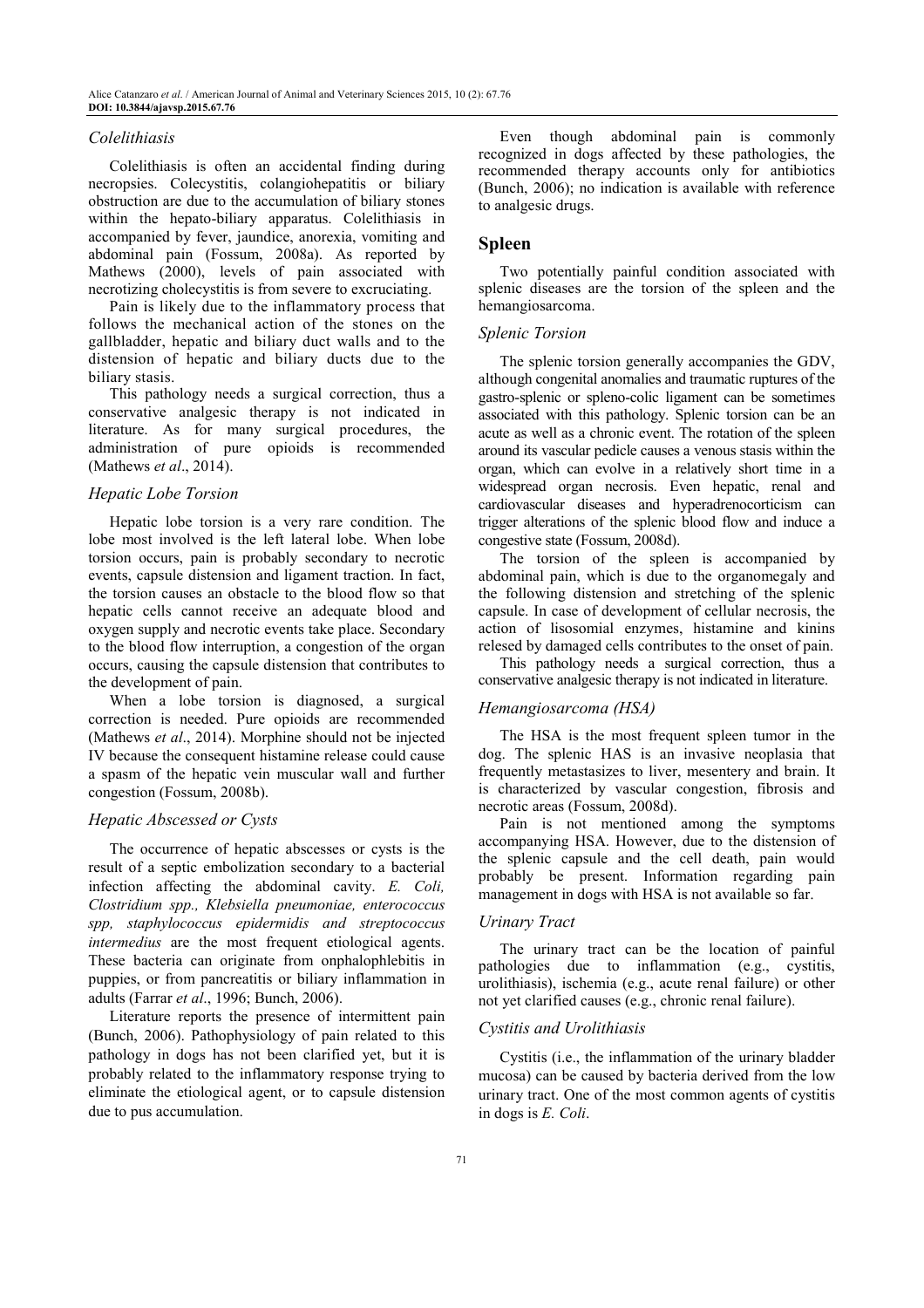### *Colelithiasis*

Colelithiasis is often an accidental finding during necropsies. Colecystitis, colangiohepatitis or biliary obstruction are due to the accumulation of biliary stones within the hepato-biliary apparatus. Colelithiasis in accompanied by fever, jaundice, anorexia, vomiting and abdominal pain (Fossum, 2008a). As reported by Mathews (2000), levels of pain associated with necrotizing cholecystitis is from severe to excruciating.

Pain is likely due to the inflammatory process that follows the mechanical action of the stones on the gallbladder, hepatic and biliary duct walls and to the distension of hepatic and biliary ducts due to the biliary stasis.

This pathology needs a surgical correction, thus a conservative analgesic therapy is not indicated in literature. As for many surgical procedures, the administration of pure opioids is recommended (Mathews *et al*., 2014).

### *Hepatic Lobe Torsion*

Hepatic lobe torsion is a very rare condition. The lobe most involved is the left lateral lobe. When lobe torsion occurs, pain is probably secondary to necrotic events, capsule distension and ligament traction. In fact, the torsion causes an obstacle to the blood flow so that hepatic cells cannot receive an adequate blood and oxygen supply and necrotic events take place. Secondary to the blood flow interruption, a congestion of the organ occurs, causing the capsule distension that contributes to the development of pain.

When a lobe torsion is diagnosed, a surgical correction is needed. Pure opioids are recommended (Mathews *et al*., 2014). Morphine should not be injected IV because the consequent histamine release could cause a spasm of the hepatic vein muscular wall and further congestion (Fossum, 2008b).

### *Hepatic Abscessed or Cysts*

The occurrence of hepatic abscesses or cysts is the result of a septic embolization secondary to a bacterial infection affecting the abdominal cavity. *E. Coli, Clostridium spp., Klebsiella pneumoniae, enterococcus spp, staphylococcus epidermidis and streptococcus intermedius* are the most frequent etiological agents. These bacteria can originate from onphalophlebitis in puppies, or from pancreatitis or biliary inflammation in adults (Farrar *et al*., 1996; Bunch, 2006).

Literature reports the presence of intermittent pain (Bunch, 2006). Pathophysiology of pain related to this pathology in dogs has not been clarified yet, but it is probably related to the inflammatory response trying to eliminate the etiological agent, or to capsule distension due to pus accumulation.

Even though abdominal pain is commonly recognized in dogs affected by these pathologies, the recommended therapy accounts only for antibiotics (Bunch, 2006); no indication is available with reference to analgesic drugs.

## Spleen

Two potentially painful condition associated with splenic diseases are the torsion of the spleen and the hemangiosarcoma.

### *Splenic Torsion*

The splenic torsion generally accompanies the GDV, although congenital anomalies and traumatic ruptures of the gastro-splenic or spleno-colic ligament can be sometimes associated with this pathology. Splenic torsion can be an acute as well as a chronic event. The rotation of the spleen around its vascular pedicle causes a venous stasis within the organ, which can evolve in a relatively short time in a widespread organ necrosis. Even hepatic, renal and cardiovascular diseases and hyperadrenocorticism can trigger alterations of the splenic blood flow and induce a congestive state (Fossum, 2008d).

The torsion of the spleen is accompanied by abdominal pain, which is due to the organomegaly and the following distension and stretching of the splenic capsule. In case of development of cellular necrosis, the action of lisosomial enzymes, histamine and kinins relesed by damaged cells contributes to the onset of pain.

This pathology needs a surgical correction, thus a conservative analgesic therapy is not indicated in literature.

### *Hemangiosarcoma (HSA)*

The HSA is the most frequent spleen tumor in the dog. The splenic HAS is an invasive neoplasia that frequently metastasizes to liver, mesentery and brain. It is characterized by vascular congestion, fibrosis and necrotic areas (Fossum, 2008d).

Pain is not mentioned among the symptoms accompanying HSA. However, due to the distension of the splenic capsule and the cell death, pain would probably be present. Information regarding pain management in dogs with HSA is not available so far.

### *Urinary Tract*

The urinary tract can be the location of painful pathologies due to inflammation (e.g., cystitis, urolithiasis), ischemia (e.g., acute renal failure) or other not yet clarified causes (e.g., chronic renal failure).

### *Cystitis and Urolithiasis*

Cystitis (i.e., the inflammation of the urinary bladder mucosa) can be caused by bacteria derived from the low urinary tract. One of the most common agents of cystitis in dogs is *E. Coli*.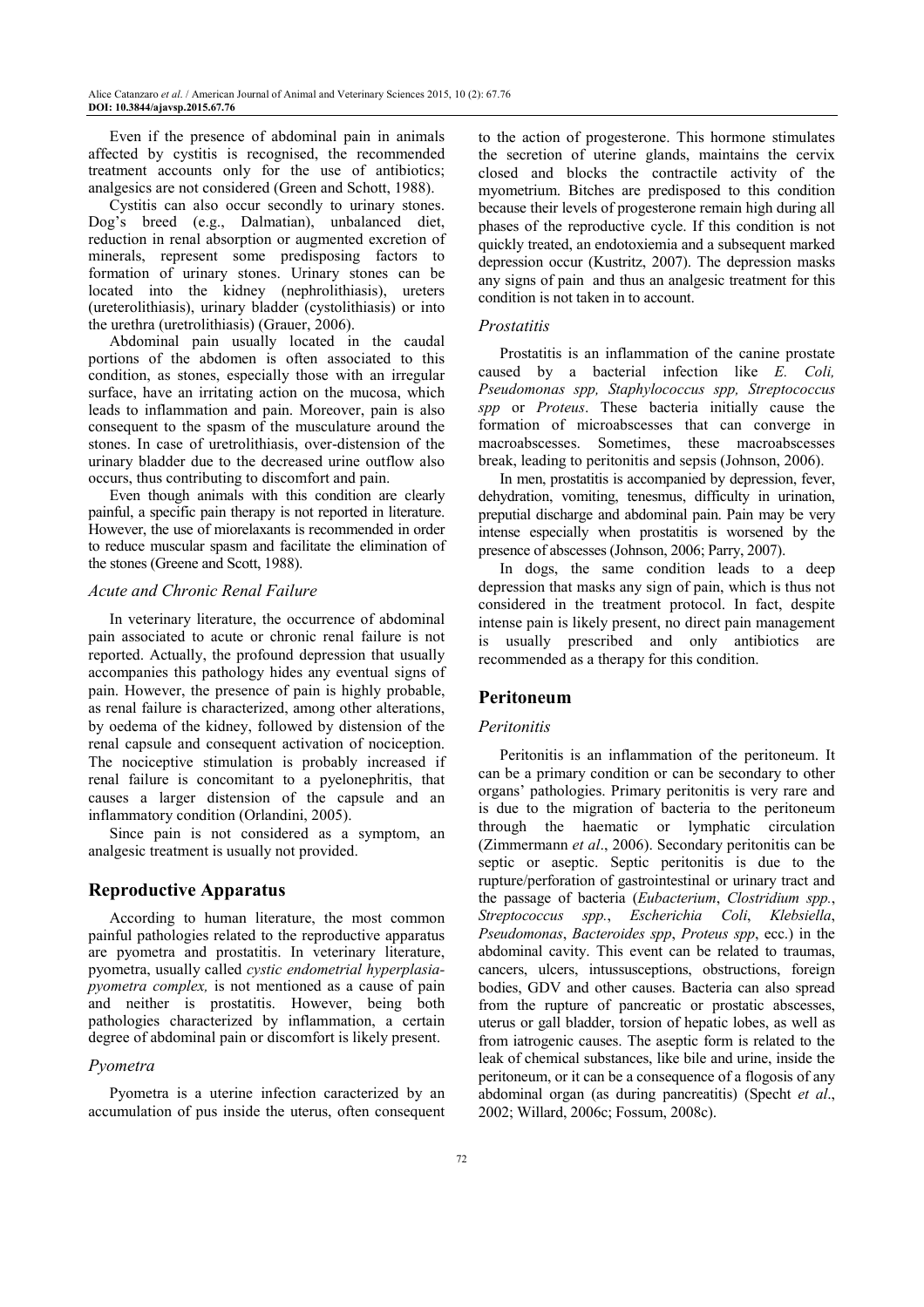Even if the presence of abdominal pain in animals affected by cystitis is recognised, the recommended treatment accounts only for the use of antibiotics; analgesics are not considered (Green and Schott, 1988).

Cystitis can also occur secondly to urinary stones. Dog's breed (e.g., Dalmatian), unbalanced diet, reduction in renal absorption or augmented excretion of minerals, represent some predisposing factors to formation of urinary stones. Urinary stones can be located into the kidney (nephrolithiasis), ureters (ureterolithiasis), urinary bladder (cystolithiasis) or into the urethra (uretrolithiasis) (Grauer, 2006).

Abdominal pain usually located in the caudal portions of the abdomen is often associated to this condition, as stones, especially those with an irregular surface, have an irritating action on the mucosa, which leads to inflammation and pain. Moreover, pain is also consequent to the spasm of the musculature around the stones. In case of uretrolithiasis, over-distension of the urinary bladder due to the decreased urine outflow also occurs, thus contributing to discomfort and pain.

Even though animals with this condition are clearly painful, a specific pain therapy is not reported in literature. However, the use of miorelaxants is recommended in order to reduce muscular spasm and facilitate the elimination of the stones (Greene and Scott, 1988).

### *Acute and Chronic Renal Failure*

In veterinary literature, the occurrence of abdominal pain associated to acute or chronic renal failure is not reported. Actually, the profound depression that usually accompanies this pathology hides any eventual signs of pain. However, the presence of pain is highly probable, as renal failure is characterized, among other alterations, by oedema of the kidney, followed by distension of the renal capsule and consequent activation of nociception. The nociceptive stimulation is probably increased if renal failure is concomitant to a pyelonephritis, that causes a larger distension of the capsule and an inflammatory condition (Orlandini, 2005).

Since pain is not considered as a symptom, an analgesic treatment is usually not provided.

## Reproductive Apparatus

According to human literature, the most common painful pathologies related to the reproductive apparatus are pyometra and prostatitis. In veterinary literature, pyometra, usually called *cystic endometrial hyperplasia-pyometra complex,* is not mentioned as a cause of pain and neither is prostatitis. However, being both pathologies characterized by inflammation, a certain degree of abdominal pain or discomfort is likely present.

### *Pyometra*

Pyometra is a uterine infection caracterized by an accumulation of pus inside the uterus, often consequent to the action of progesterone. This hormone stimulates the secretion of uterine glands, maintains the cervix closed and blocks the contractile activity of the myometrium. Bitches are predisposed to this condition because their levels of progesterone remain high during all phases of the reproductive cycle. If this condition is not quickly treated, an endotoxiemia and a subsequent marked depression occur (Kustritz, 2007). The depression masks any signs of pain and thus an analgesic treatment for this condition is not taken in to account.

### *Prostatitis*

Prostatitis is an inflammation of the canine prostate caused by a bacterial infection like *E. Coli, Pseudomonas spp, Staphylococcus spp, Streptococcus spp* or *Proteus*. These bacteria initially cause the formation of microabscesses that can converge in macroabscesses. Sometimes, these macroabscesses break, leading to peritonitis and sepsis (Johnson, 2006).

In men, prostatitis is accompanied by depression, fever, dehydration, vomiting, tenesmus, difficulty in urination, preputial discharge and abdominal pain. Pain may be very intense especially when prostatitis is worsened by the presence of abscesses (Johnson, 2006; Parry, 2007).

In dogs, the same condition leads to a deep depression that masks any sign of pain, which is thus not considered in the treatment protocol. In fact, despite intense pain is likely present, no direct pain management is usually prescribed and only antibiotics are recommended as a therapy for this condition.

## Peritoneum

### *Peritonitis*

Peritonitis is an inflammation of the peritoneum. It can be a primary condition or can be secondary to other organs' pathologies. Primary peritonitis is very rare and is due to the migration of bacteria to the peritoneum through the haematic or lymphatic circulation (Zimmermann *et al*., 2006). Secondary peritonitis can be septic or aseptic. Septic peritonitis is due to the rupture/perforation of gastrointestinal or urinary tract and the passage of bacteria (*Eubacterium*, *Clostridium spp.*, *Streptococcus spp.*, *Escherichia Coli*, *Klebsiella*, *Pseudomonas*, *Bacteroides spp*, *Proteus spp*, ecc.) in the abdominal cavity. This event can be related to traumas, cancers, ulcers, intussusceptions, obstructions, foreign bodies, GDV and other causes. Bacteria can also spread from the rupture of pancreatic or prostatic abscesses, uterus or gall bladder, torsion of hepatic lobes, as well as from iatrogenic causes. The aseptic form is related to the leak of chemical substances, like bile and urine, inside the peritoneum, or it can be a consequence of a flogosis of any abdominal organ (as during pancreatitis) (Specht *et al*., 2002; Willard, 2006c; Fossum, 2008c).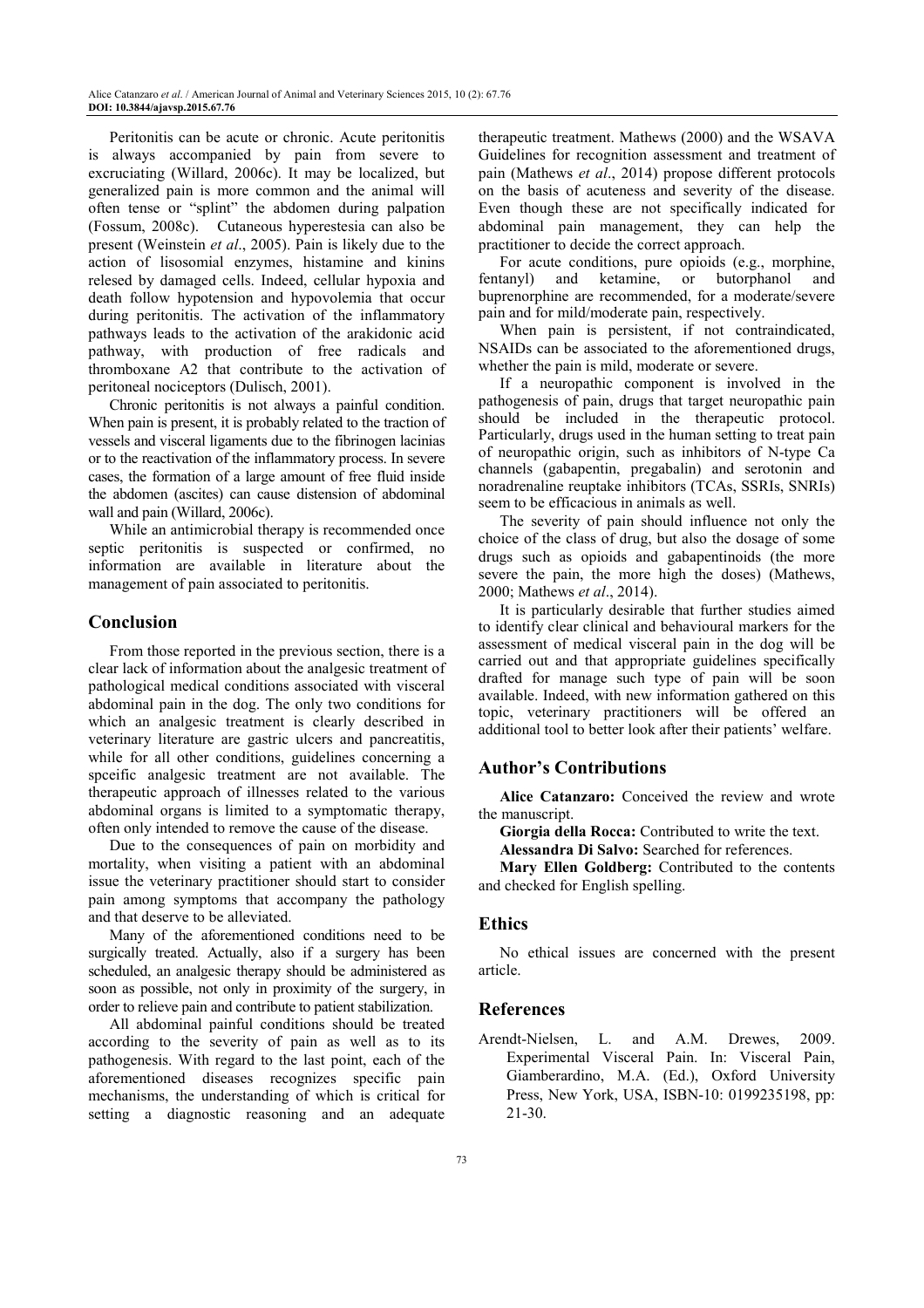Peritonitis can be acute or chronic. Acute peritonitis is always accompanied by pain from severe to excruciating (Willard, 2006c). It may be localized, but generalized pain is more common and the animal will often tense or "splint" the abdomen during palpation (Fossum, 2008c). Cutaneous hyperestesia can also be present (Weinstein *et al*., 2005). Pain is likely due to the action of lisosomial enzymes, histamine and kinins relesed by damaged cells. Indeed, cellular hypoxia and death follow hypotension and hypovolemia that occur during peritonitis. The activation of the inflammatory pathways leads to the activation of the arakidonic acid pathway, with production of free radicals and thromboxane A2 that contribute to the activation of peritoneal nociceptors (Dulisch, 2001).

Chronic peritonitis is not always a painful condition. When pain is present, it is probably related to the traction of vessels and visceral ligaments due to the fibrinogen lacinias or to the reactivation of the inflammatory process. In severe cases, the formation of a large amount of free fluid inside the abdomen (ascites) can cause distension of abdominal wall and pain (Willard, 2006c).

While an antimicrobial therapy is recommended once septic peritonitis is suspected or confirmed, no information are available in literature about the management of pain associated to peritonitis.

## Conclusion

From those reported in the previous section, there is a clear lack of information about the analgesic treatment of pathological medical conditions associated with visceral abdominal pain in the dog. The only two conditions for which an analgesic treatment is clearly described in veterinary literature are gastric ulcers and pancreatitis, while for all other conditions, guidelines concerning a spceific analgesic treatment are not available. The therapeutic approach of illnesses related to the various abdominal organs is limited to a symptomatic therapy, often only intended to remove the cause of the disease.

Due to the consequences of pain on morbidity and mortality, when visiting a patient with an abdominal issue the veterinary practitioner should start to consider pain among symptoms that accompany the pathology and that deserve to be alleviated.

Many of the aforementioned conditions need to be surgically treated. Actually, also if a surgery has been scheduled, an analgesic therapy should be administered as soon as possible, not only in proximity of the surgery, in order to relieve pain and contribute to patient stabilization.

All abdominal painful conditions should be treated according to the severity of pain as well as to its pathogenesis. With regard to the last point, each of the aforementioned diseases recognizes specific pain mechanisms, the understanding of which is critical for setting a diagnostic reasoning and an adequate therapeutic treatment. Mathews (2000) and the WSAVA Guidelines for recognition assessment and treatment of pain (Mathews *et al*., 2014) propose different protocols on the basis of acuteness and severity of the disease. Even though these are not specifically indicated for abdominal pain management, they can help the practitioner to decide the correct approach.

For acute conditions, pure opioids (e.g., morphine, fentanyl) and ketamine, or butorphanol and buprenorphine are recommended, for a moderate/severe pain and for mild/moderate pain, respectively.

When pain is persistent, if not contraindicated, NSAIDs can be associated to the aforementioned drugs, whether the pain is mild, moderate or severe.

If a neuropathic component is involved in the pathogenesis of pain, drugs that target neuropathic pain should be included in the therapeutic protocol. Particularly, drugs used in the human setting to treat pain of neuropathic origin, such as inhibitors of N-type Ca channels (gabapentin, pregabalin) and serotonin and noradrenaline reuptake inhibitors (TCAs, SSRIs, SNRIs) seem to be efficacious in animals as well.

The severity of pain should influence not only the choice of the class of drug, but also the dosage of some drugs such as opioids and gabapentinoids (the more severe the pain, the more high the doses) (Mathews, 2000; Mathews *et al*., 2014).

It is particularly desirable that further studies aimed to identify clear clinical and behavioural markers for the assessment of medical visceral pain in the dog will be carried out and that appropriate guidelines specifically drafted for manage such type of pain will be soon available. Indeed, with new information gathered on this topic, veterinary practitioners will be offered an additional tool to better look after their patients' welfare.

## Author's Contributions

**Alice Catanzaro:** Conceived the review and wrote the manuscript.

**Giorgia della Rocca:** Contributed to write the text.

**Alessandra Di Salvo:** Searched for references.

**Mary Ellen Goldberg:** Contributed to the contents and checked for English spelling.

## Ethics

No ethical issues are concerned with the present article.

## References

Arendt-Nielsen, L. and A.M. Drewes, 2009. Experimental Visceral Pain. In: Visceral Pain, Giamberardino, M.A. (Ed.), Oxford University Press, New York, USA, ISBN-10: 0199235198, pp: 21-30.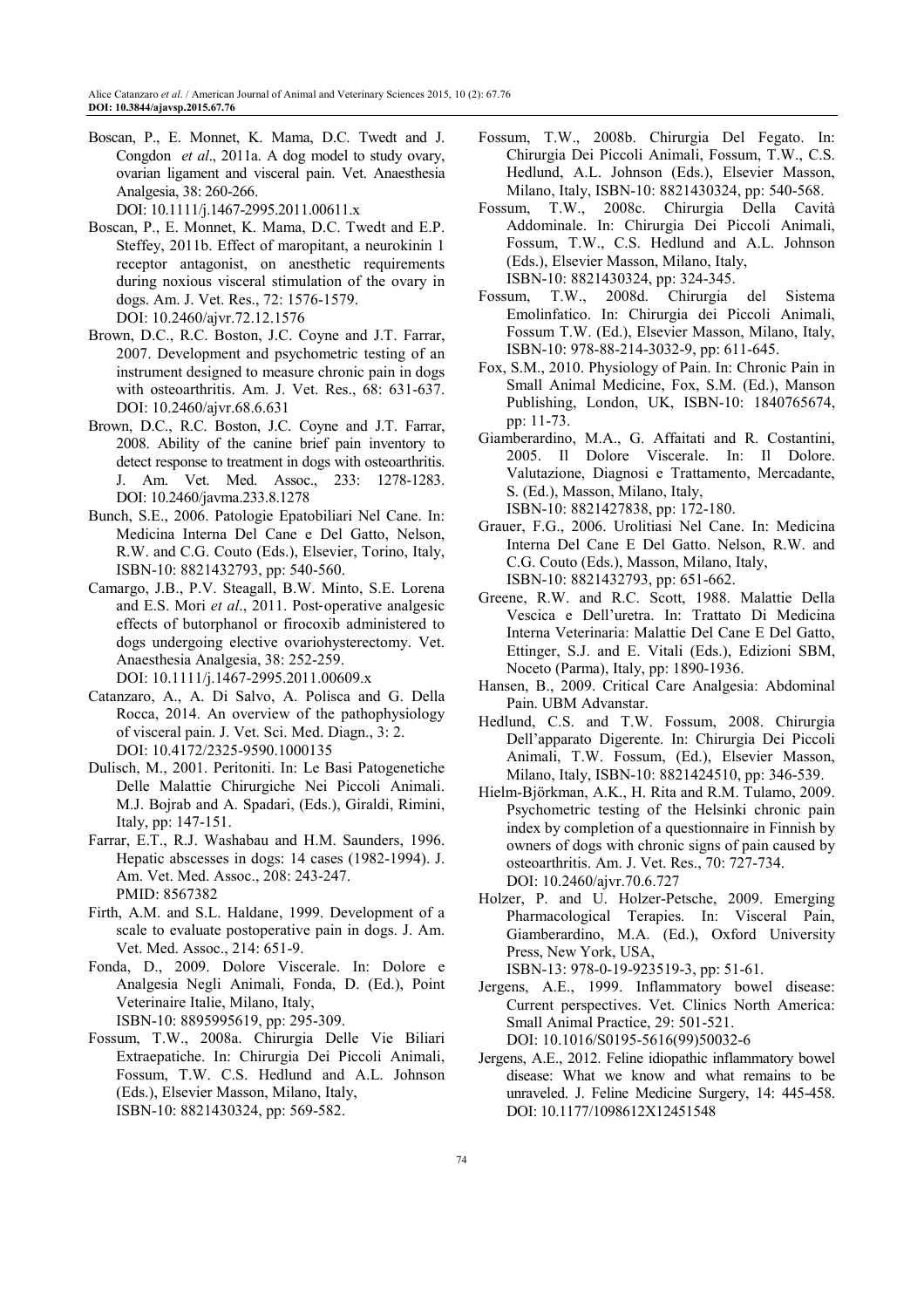Boscan, P., E. Monnet, K. Mama, D.C. Twedt and J. Congdon *et al*., 2011a. A dog model to study ovary, ovarian ligament and visceral pain. Vet. Anaesthesia Analgesia, 38: 260-266. DOI: 10.1111/j.1467-2995.2011.00611.x

Boscan, P., E. Monnet, K. Mama, D.C. Twedt and E.P. Steffey, 2011b. Effect of maropitant, a neurokinin 1 receptor antagonist, on anesthetic requirements during noxious visceral stimulation of the ovary in dogs. Am. J. Vet. Res., 72: 1576-1579. DOI: 10.2460/ajvr.72.12.1576

Brown, D.C., R.C. Boston, J.C. Coyne and J.T. Farrar, 2007. Development and psychometric testing of an instrument designed to measure chronic pain in dogs with osteoarthritis. Am. J. Vet. Res., 68: 631-637. DOI: 10.2460/ajvr.68.6.631

Brown, D.C., R.C. Boston, J.C. Coyne and J.T. Farrar, 2008. Ability of the canine brief pain inventory to detect response to treatment in dogs with osteoarthritis. J. Am. Vet. Med. Assoc., 233: 1278-1283. DOI: 10.2460/javma.233.8.1278

Bunch, S.E., 2006. Patologie Epatobiliari Nel Cane. In: Medicina Interna Del Cane e Del Gatto, Nelson, R.W. and C.G. Couto (Eds.), Elsevier, Torino, Italy, ISBN-10: 8821432793, pp: 540-560.

Camargo, J.B., P.V. Steagall, B.W. Minto, S.E. Lorena and E.S. Mori *et al*., 2011. Post‐operative analgesic effects of butorphanol or firocoxib administered to dogs undergoing elective ovariohysterectomy. Vet. Anaesthesia Analgesia, 38: 252-259. DOI: 10.1111/j.1467-2995.2011.00609.x

Catanzaro, A., A. Di Salvo, A. Polisca and G. Della Rocca, 2014. An overview of the pathophysiology of visceral pain. J. Vet. Sci. Med. Diagn., 3: 2. DOI: 10.4172/2325-9590.1000135

Dulisch, M., 2001. Peritoniti. In: Le Basi Patogenetiche Delle Malattie Chirurgiche Nei Piccoli Animali. M.J. Bojrab and A. Spadari, (Eds.), Giraldi, Rimini, Italy, pp: 147-151.

Farrar, E.T., R.J. Washabau and H.M. Saunders, 1996. Hepatic abscesses in dogs: 14 cases (1982-1994). J. Am. Vet. Med. Assoc., 208: 243-247. PMID: 8567382

Firth, A.M. and S.L. Haldane, 1999. Development of a scale to evaluate postoperative pain in dogs. J. Am. Vet. Med. Assoc., 214: 651-9.

Fonda, D., 2009. Dolore Viscerale. In: Dolore e Analgesia Negli Animali, Fonda, D. (Ed.), Point Veterinaire Italie, Milano, Italy, ISBN-10: 8895995619, pp: 295-309.

Fossum, T.W., 2008a. Chirurgia Delle Vie Biliari Extraepatiche. In: Chirurgia Dei Piccoli Animali, Fossum, T.W. C.S. Hedlund and A.L. Johnson (Eds.), Elsevier Masson, Milano, Italy, ISBN-10: 8821430324, pp: 569-582.

Fossum, T.W., 2008b. Chirurgia Del Fegato. In: Chirurgia Dei Piccoli Animali, Fossum, T.W., C.S. Hedlund, A.L. Johnson (Eds.), Elsevier Masson, Milano, Italy, ISBN-10: 8821430324, pp: 540-568.

Fossum, T.W., 2008c. Chirurgia Della Cavità Addominale. In: Chirurgia Dei Piccoli Animali, Fossum, T.W., C.S. Hedlund and A.L. Johnson (Eds.), Elsevier Masson, Milano, Italy, ISBN-10: 8821430324, pp: 324-345.

Fossum, T.W., 2008d. Chirurgia del Sistema Emolinfatico. In: Chirurgia dei Piccoli Animali, Fossum T.W. (Ed.), Elsevier Masson, Milano, Italy, ISBN-10: 978-88-214-3032-9, pp: 611-645.

Fox, S.M., 2010. Physiology of Pain. In: Chronic Pain in Small Animal Medicine, Fox, S.M. (Ed.), Manson Publishing, London, UK, ISBN-10: 1840765674, pp: 11-73.

Giamberardino, M.A., G. Affaitati and R. Costantini, 2005. Il Dolore Viscerale. In: Il Dolore. Valutazione, Diagnosi e Trattamento, Mercadante, S. (Ed.), Masson, Milano, Italy, ISBN-10: 8821427838, pp: 172-180.

Grauer, F.G., 2006. Urolitiasi Nel Cane. In: Medicina Interna Del Cane E Del Gatto. Nelson, R.W. and C.G. Couto (Eds.), Masson, Milano, Italy, ISBN-10: 8821432793, pp: 651-662.

Greene, R.W. and R.C. Scott, 1988. Malattie Della Vescica e Dell'uretra. In: Trattato Di Medicina Interna Veterinaria: Malattie Del Cane E Del Gatto, Ettinger, S.J. and E. Vitali (Eds.), Edizioni SBM, Noceto (Parma), Italy, pp: 1890-1936.

Hansen, B., 2009. Critical Care Analgesia: Abdominal Pain. UBM Advanstar.

Hedlund, C.S. and T.W. Fossum, 2008. Chirurgia Dell'apparato Digerente. In: Chirurgia Dei Piccoli Animali, T.W. Fossum, (Ed.), Elsevier Masson, Milano, Italy, ISBN-10: 8821424510, pp: 346-539.

Hielm-Björkman, A.K., H. Rita and R.M. Tulamo, 2009. Psychometric testing of the Helsinki chronic pain index by completion of a questionnaire in Finnish by owners of dogs with chronic signs of pain caused by osteoarthritis. Am. J. Vet. Res., 70: 727-734. DOI: 10.2460/ajvr.70.6.727

Holzer, P. and U. Holzer-Petsche, 2009. Emerging Pharmacological Terapies. In: Visceral Pain, Giamberardino, M.A. (Ed.), Oxford University Press, New York, USA, ISBN-13: 978-0-19-923519-3, pp: 51-61.

Jergens, A.E., 1999. Inflammatory bowel disease: Current perspectives. Vet. Clinics North America: Small Animal Practice, 29: 501-521. DOI: 10.1016/S0195-5616(99)50032-6

Jergens, A.E., 2012. Feline idiopathic inflammatory bowel disease: What we know and what remains to be unraveled. J. Feline Medicine Surgery, 14: 445-458. DOI: 10.1177/1098612X12451548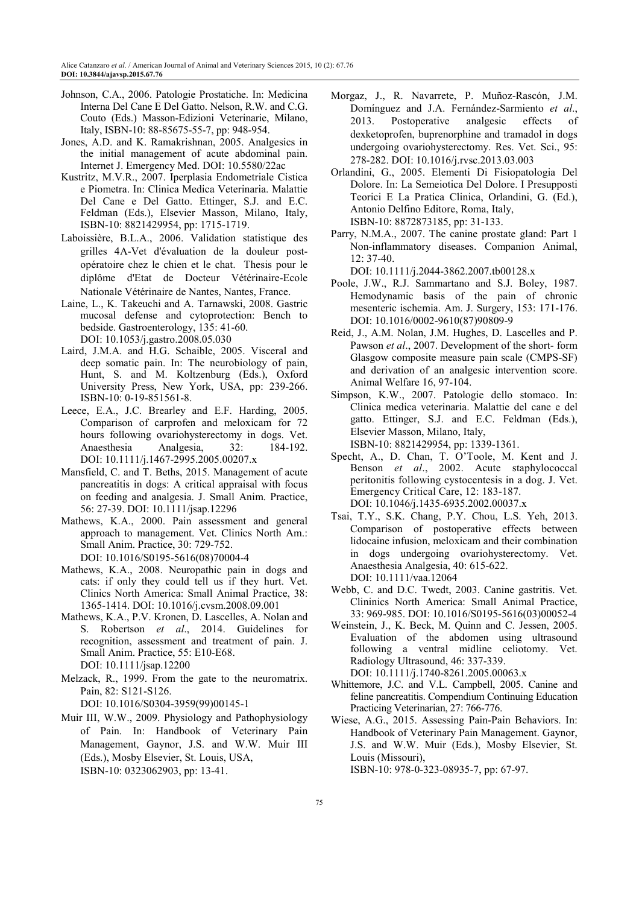Johnson, C.A., 2006. Patologie Prostatiche. In: Medicina Interna Del Cane E Del Gatto. Nelson, R.W. and C.G. Couto (Eds.) Masson-Edizioni Veterinarie, Milano, Italy, ISBN-10: 88-85675-55-7, pp: 948-954.

Jones, A.D. and K. Ramakrishnan, 2005. Analgesics in the initial management of acute abdominal pain. Internet J. Emergency Med. DOI: 10.5580/22ac

Kustritz, M.V.R., 2007. Iperplasia Endometriale Cistica e Piometra. In: Clinica Medica Veterinaria. Malattie Del Cane e Del Gatto. Ettinger, S.J. and E.C. Feldman (Eds.), Elsevier Masson, Milano, Italy, ISBN-10: 8821429954, pp: 1715-1719.

Laboissière, B.L.A., 2006. Validation statistique des grilles 4A-Vet d'évaluation de la douleur post-opératoire chez le chien et le chat. Thesis pour le diplôme d'Etat de Docteur Vétérinaire-Ecole Nationale Vétérinaire de Nantes, Nantes, France.

Laine, L., K. Takeuchi and A. Tarnawski, 2008. Gastric mucosal defense and cytoprotection: Bench to bedside. Gastroenterology, 135: 41-60. DOI: 10.1053/j.gastro.2008.05.030

Laird, J.M.A. and H.G. Schaible, 2005. Visceral and deep somatic pain. In: The neurobiology of pain, Hunt, S. and M. Koltzenburg (Eds.), Oxford University Press, New York, USA, pp: 239-266. ISBN-10: 0-19-851561-8.

Leece, E.A., J.C. Brearley and E.F. Harding, 2005. Comparison of carprofen and meloxicam for 72 hours following ovariohysterectomy in dogs. Vet. Anaesthesia Analgesia, 32: 184-192. DOI: 10.1111/j.1467-2995.2005.00207.x

Mansfield, C. and T. Beths, 2015. Management of acute pancreatitis in dogs: A critical appraisal with focus on feeding and analgesia. J. Small Anim. Practice, 56: 27-39. DOI: 10.1111/jsap.12296

Mathews, K.A., 2000. Pain assessment and general approach to management. Vet. Clinics North Am.: Small Anim. Practice, 30: 729-752. DOI: 10.1016/S0195-5616(08)70004-4

Mathews, K.A., 2008. Neuropathic pain in dogs and cats: if only they could tell us if they hurt. Vet. Clinics North America: Small Animal Practice, 38: 1365-1414. DOI: 10.1016/j.cvsm.2008.09.001

Mathews, K.A., P.V. Kronen, D. Lascelles, A. Nolan and S. Robertson *et al*., 2014. Guidelines for recognition, assessment and treatment of pain. J. Small Anim. Practice, 55: E10-E68. DOI: 10.1111/jsap.12200

Melzack, R., 1999. From the gate to the neuromatrix. Pain, 82: S121-S126. DOI: 10.1016/S0304-3959(99)00145-1

Muir III, W.W., 2009. Physiology and Pathophysiology of Pain. In: Handbook of Veterinary Pain Management, Gaynor, J.S. and W.W. Muir III (Eds.), Mosby Elsevier, St. Louis, USA, ISBN-10: 0323062903, pp: 13-41.

Morgaz, J., R. Navarrete, P. Muñoz-Rascón, J.M. Domínguez and J.A. Fernández-Sarmiento *et al*., 2013. Postoperative analgesic effects of dexketoprofen, buprenorphine and tramadol in dogs undergoing ovariohysterectomy. Res. Vet. Sci., 95: 278-282. DOI: 10.1016/j.rvsc.2013.03.003

Orlandini, G., 2005. Elementi Di Fisiopatologia Del Dolore. In: La Semeiotica Del Dolore. I Presupposti Teorici E La Pratica Clinica, Orlandini, G. (Ed.), Antonio Delfino Editore, Roma, Italy, ISBN-10: 8872873185, pp: 31-133.

Parry, N.M.A., 2007. The canine prostate gland: Part 1 Non-inflammatory diseases. Companion Animal, 12: 37-40. DOI: 10.1111/j.2044-3862.2007.tb00128.x

Poole, J.W., R.J. Sammartano and S.J. Boley, 1987. Hemodynamic basis of the pain of chronic mesenteric ischemia. Am. J. Surgery, 153: 171-176. DOI: 10.1016/0002-9610(87)90809-9

Reid, J., A.M. Nolan, J.M. Hughes, D. Lascelles and P. Pawson *et al*., 2007. Development of the short- form Glasgow composite measure pain scale (CMPS-SF) and derivation of an analgesic intervention score. Animal Welfare 16, 97-104.

Simpson, K.W., 2007. Patologie dello stomaco. In: Clinica medica veterinaria. Malattie del cane e del gatto. Ettinger, S.J. and E.C. Feldman (Eds.), Elsevier Masson, Milano, Italy, ISBN-10: 8821429954, pp: 1339-1361.

Specht, A., D. Chan, T. O'Toole, M. Kent and J. Benson *et al*., 2002. Acute staphylococcal peritonitis following cystocentesis in a dog. J. Vet. Emergency Critical Care, 12: 183-187. DOI: 10.1046/j.1435-6935.2002.00037.x

Tsai, T.Y., S.K. Chang, P.Y. Chou, L.S. Yeh, 2013. Comparison of postoperative effects between lidocaine infusion, meloxicam and their combination in dogs undergoing ovariohysterectomy. Vet. Anaesthesia Analgesia, 40: 615-622. DOI: 10.1111/vaa.12064

Webb, C. and D.C. Twedt, 2003. Canine gastritis. Vet. Clininics North America: Small Animal Practice, 33: 969-985. DOI: 10.1016/S0195-5616(03)00052-4

Weinstein, J., K. Beck, M. Quinn and C. Jessen, 2005. Evaluation of the abdomen using ultrasound following a ventral midline celiotomy. Vet. Radiology Ultrasound, 46: 337-339. DOI: 10.1111/j.1740-8261.2005.00063.x

Whittemore, J.C. and V.L. Campbell, 2005. Canine and feline pancreatitis. Compendium Continuing Education Practicing Veterinarian, 27: 766-776.

Wiese, A.G., 2015. Assessing Pain-Pain Behaviors. In: Handbook of Veterinary Pain Management. Gaynor, J.S. and W.W. Muir (Eds.), Mosby Elsevier, St. Louis (Missouri), ISBN-10: 978-0-323-08935-7, pp: 67-97.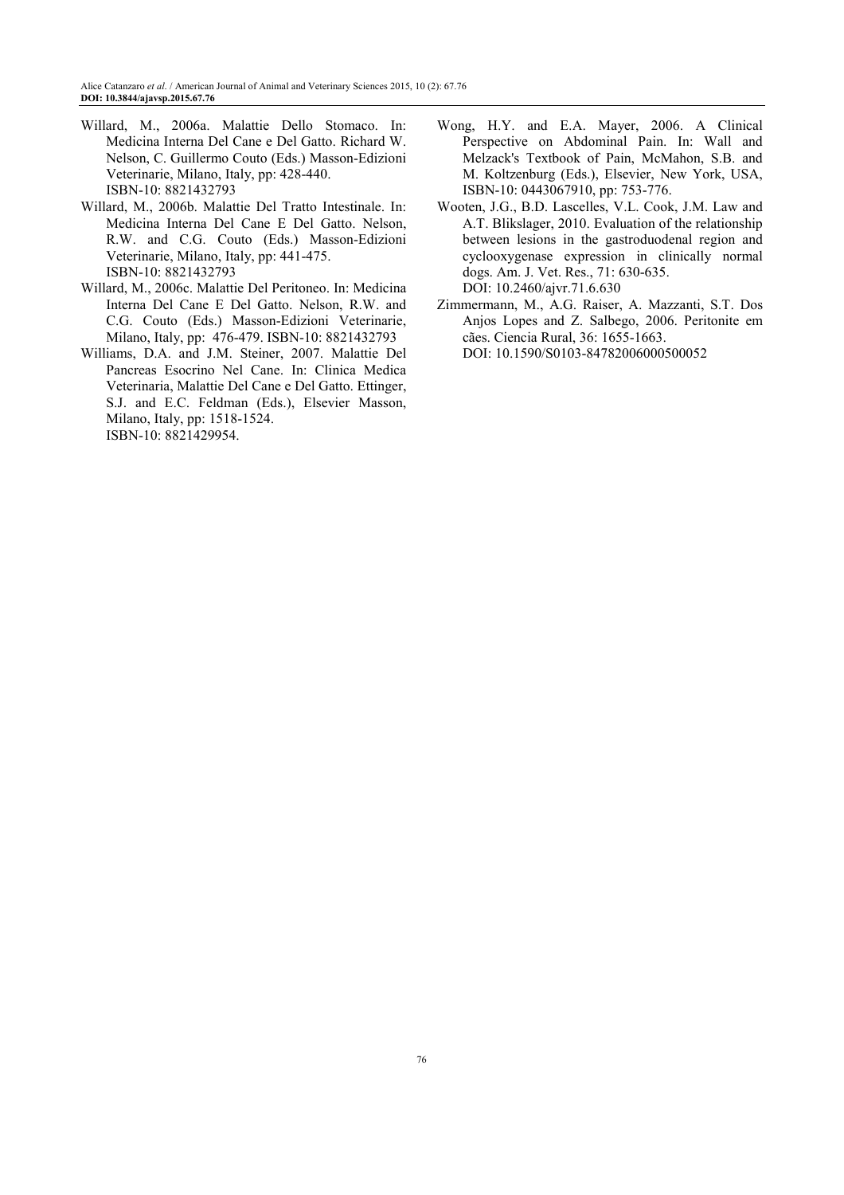Willard, M., 2006a. Malattie Dello Stomaco. In: Medicina Interna Del Cane e Del Gatto. Richard W. Nelson, C. Guillermo Couto (Eds.) Masson-Edizioni Veterinarie, Milano, Italy, pp: 428-440. ISBN-10: 8821432793

Willard, M., 2006b. Malattie Del Tratto Intestinale. In: Medicina Interna Del Cane E Del Gatto. Nelson, R.W. and C.G. Couto (Eds.) Masson-Edizioni Veterinarie, Milano, Italy, pp: 441-475. ISBN-10: 8821432793

Willard, M., 2006c. Malattie Del Peritoneo. In: Medicina Interna Del Cane E Del Gatto. Nelson, R.W. and C.G. Couto (Eds.) Masson-Edizioni Veterinarie, Milano, Italy, pp: 476-479. ISBN-10: 8821432793

Williams, D.A. and J.M. Steiner, 2007. Malattie Del Pancreas Esocrino Nel Cane. In: Clinica Medica Veterinaria, Malattie Del Cane e Del Gatto. Ettinger, S.J. and E.C. Feldman (Eds.), Elsevier Masson, Milano, Italy, pp: 1518-1524. ISBN-10: 8821429954.

Wong, H.Y. and E.A. Mayer, 2006. A Clinical Perspective on Abdominal Pain. In: Wall and Melzack's Textbook of Pain, McMahon, S.B. and M. Koltzenburg (Eds.), Elsevier, New York, USA, ISBN-10: 0443067910, pp: 753-776.

Wooten, J.G., B.D. Lascelles, V.L. Cook, J.M. Law and A.T. Blikslager, 2010. Evaluation of the relationship between lesions in the gastroduodenal region and cyclooxygenase expression in clinically normal dogs. Am. J. Vet. Res., 71: 630-635. DOI: 10.2460/ajvr.71.6.630

Zimmermann, M., A.G. Raiser, A. Mazzanti, S.T. Dos Anjos Lopes and Z. Salbego, 2006. Peritonite em cães. Ciencia Rural, 36: 1655-1663. DOI: 10.1590/S0103-84782006000500052